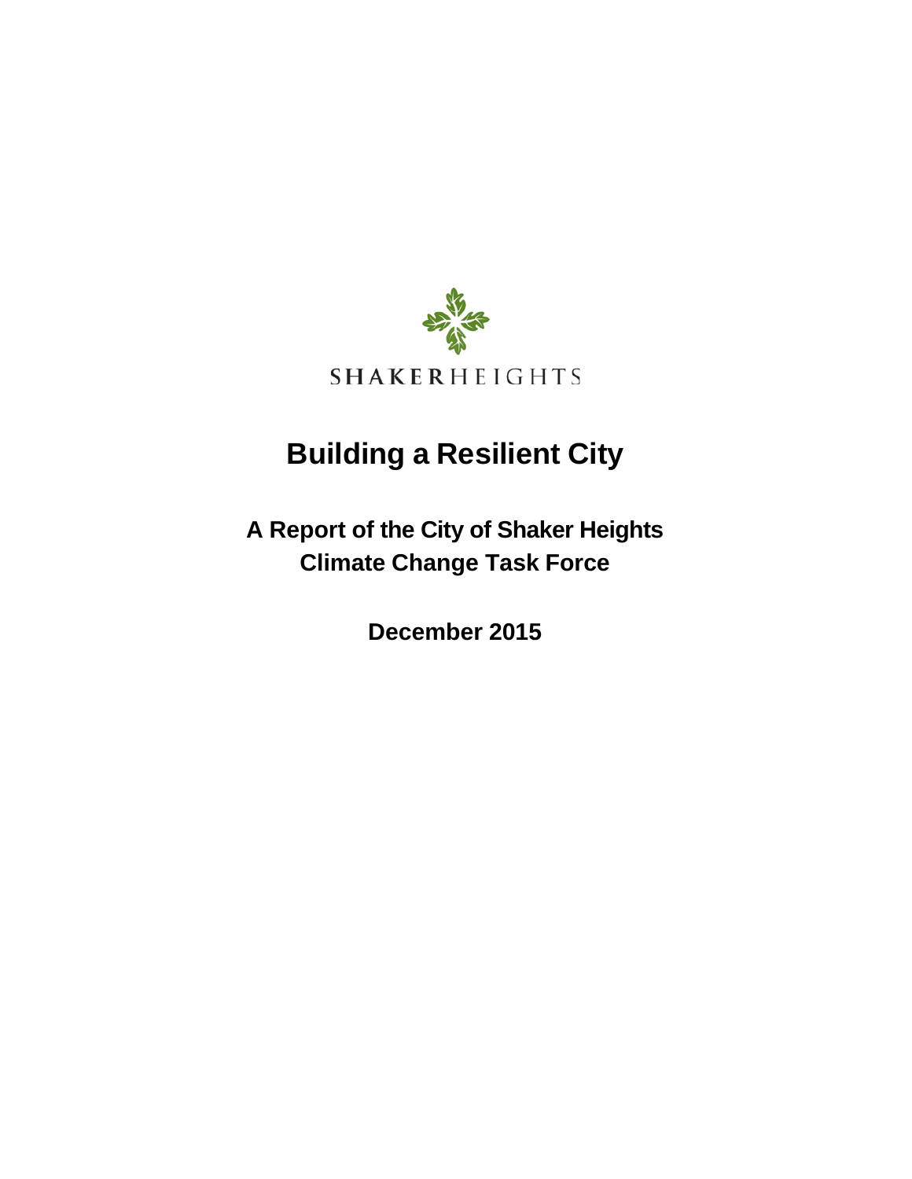SHAKER HEIGHTS

# Building a Resilient City

## A Report of the City of Shaker Heights Climate Change Task Force

**December 2015**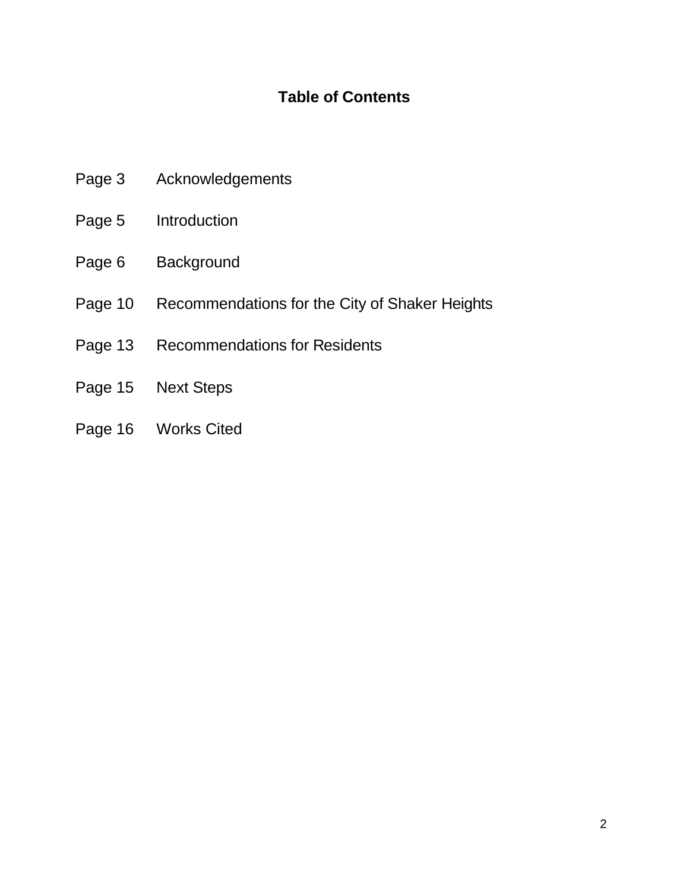# Table of Contents

| | |
|---|---|
| Page 3 | Acknowledgements |
| Page 5 | Introduction |
| Page 6 | Background |
| Page 10 | Recommendations for the City of Shaker Heights |
| Page 13 | Recommendations for Residents |
| Page 15 | Next Steps |
| Page 16 | Works Cited |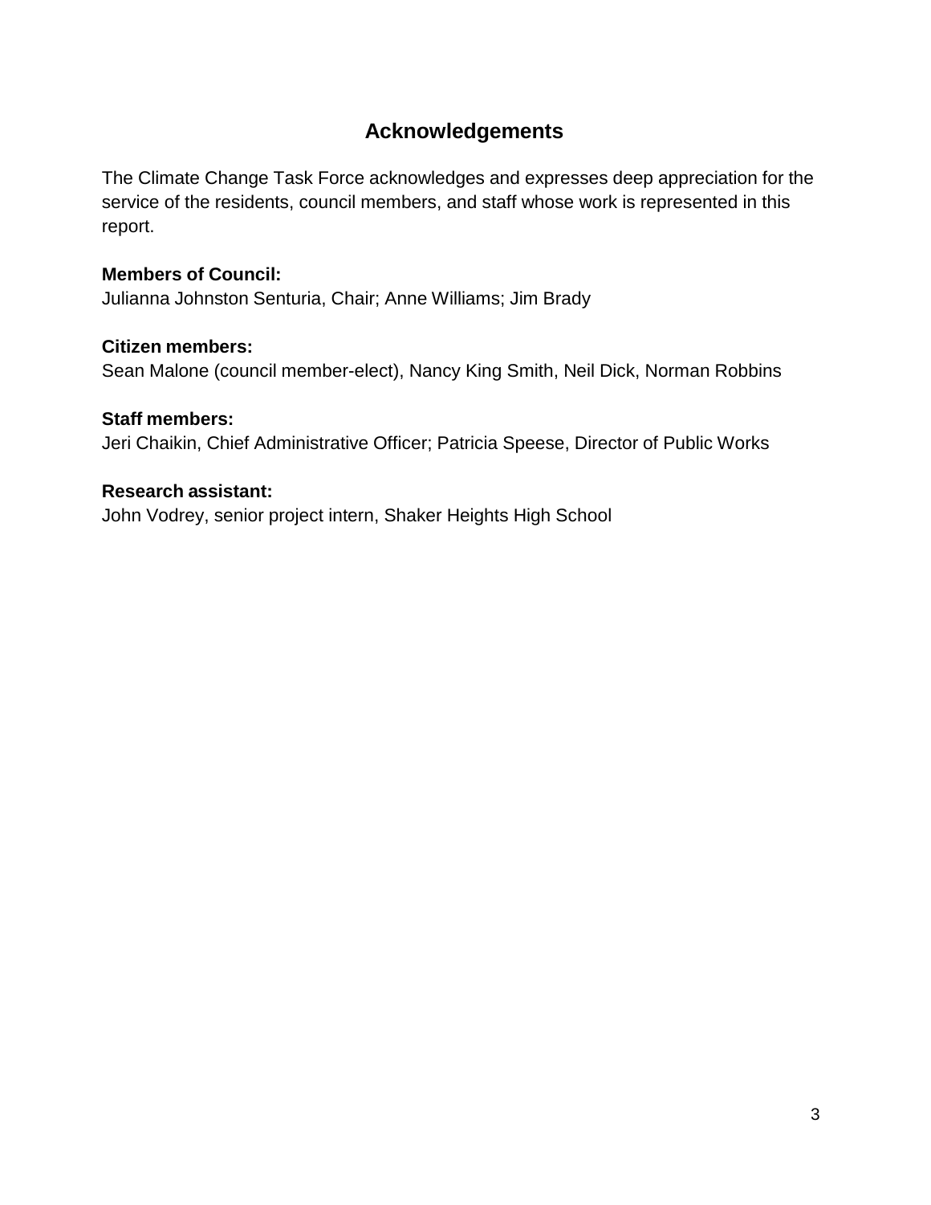# Acknowledgements

The Climate Change Task Force acknowledges and expresses deep appreciation for the service of the residents, council members, and staff whose work is represented in this report.

**Members of Council:**
Julianna Johnston Senturia, Chair; Anne Williams; Jim Brady

**Citizen members:**
Sean Malone (council member-elect), Nancy King Smith, Neil Dick, Norman Robbins

**Staff members:**
Jeri Chaikin, Chief Administrative Officer; Patricia Speese, Director of Public Works

**Research assistant:**
John Vodrey, senior project intern, Shaker Heights High School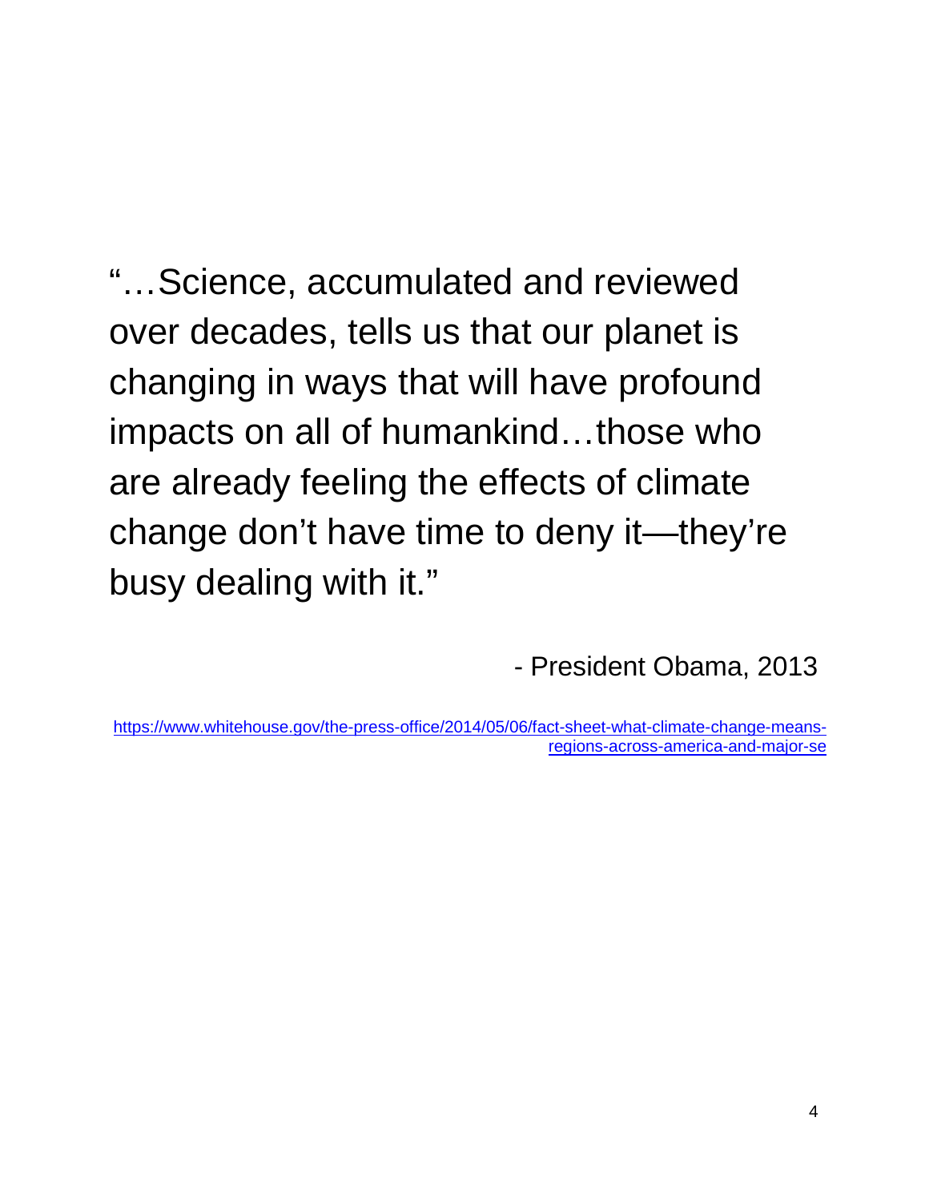"…Science, accumulated and reviewed over decades, tells us that our planet is changing in ways that will have profound impacts on all of humankind…those who are already feeling the effects of climate change don't have time to deny it—they're busy dealing with it."

- President Obama, 2013

https://www.whitehouse.gov/the-press-office/2014/05/06/fact-sheet-what-climate-change-means-regions-across-america-and-major-se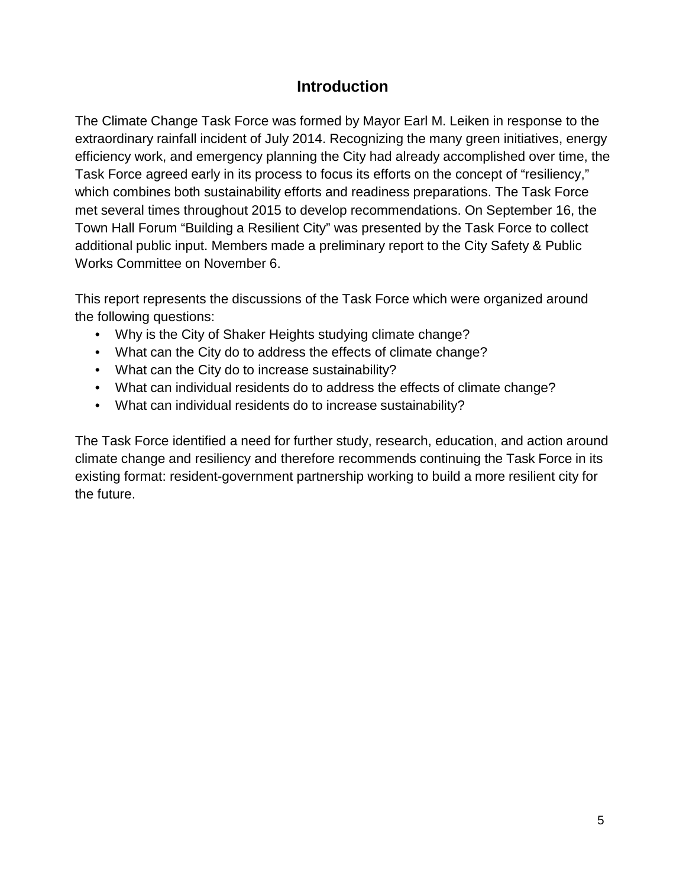# Introduction

The Climate Change Task Force was formed by Mayor Earl M. Leiken in response to the extraordinary rainfall incident of July 2014. Recognizing the many green initiatives, energy efficiency work, and emergency planning the City had already accomplished over time, the Task Force agreed early in its process to focus its efforts on the concept of "resiliency," which combines both sustainability efforts and readiness preparations. The Task Force met several times throughout 2015 to develop recommendations. On September 16, the Town Hall Forum "Building a Resilient City" was presented by the Task Force to collect additional public input. Members made a preliminary report to the City Safety & Public Works Committee on November 6.

This report represents the discussions of the Task Force which were organized around the following questions:

- Why is the City of Shaker Heights studying climate change?
- What can the City do to address the effects of climate change?
- What can the City do to increase sustainability?
- What can individual residents do to address the effects of climate change?
- What can individual residents do to increase sustainability?

The Task Force identified a need for further study, research, education, and action around climate change and resiliency and therefore recommends continuing the Task Force in its existing format: resident-government partnership working to build a more resilient city for the future.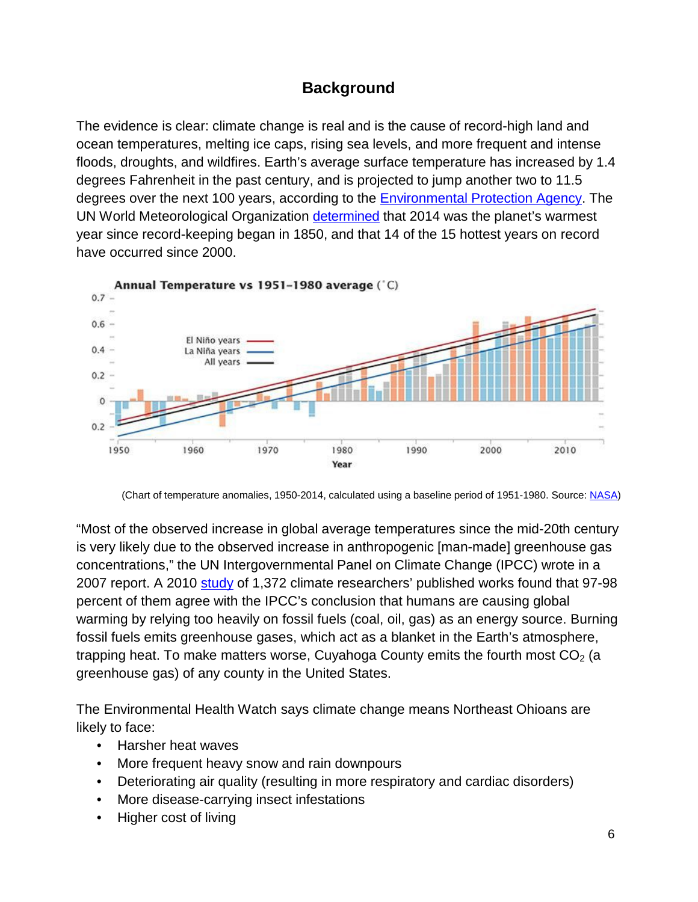## Background

The evidence is clear: climate change is real and is the cause of record-high land and ocean temperatures, melting ice caps, rising sea levels, and more frequent and intense floods, droughts, and wildfires. Earth's average surface temperature has increased by 1.4 degrees Fahrenheit in the past century, and is projected to jump another two to 11.5 degrees over the next 100 years, according to the Environmental Protection Agency. The UN World Meteorological Organization determined that 2014 was the planet's warmest year since record-keeping began in 1850, and that 14 of the 15 hottest years on record have occurred since 2000.

(Chart of temperature anomalies, 1950-2014, calculated using a baseline period of 1951-1980. Source: NASA)

"Most of the observed increase in global average temperatures since the mid-20th century is very likely due to the observed increase in anthropogenic [man-made] greenhouse gas concentrations," the UN Intergovernmental Panel on Climate Change (IPCC) wrote in a 2007 report. A 2010 study of 1,372 climate researchers' published works found that 97-98 percent of them agree with the IPCC's conclusion that humans are causing global warming by relying too heavily on fossil fuels (coal, oil, gas) as an energy source. Burning fossil fuels emits greenhouse gases, which act as a blanket in the Earth's atmosphere, trapping heat. To make matters worse, Cuyahoga County emits the fourth most $CO_2$ (a greenhouse gas) of any county in the United States.

The Environmental Health Watch says climate change means Northeast Ohioans are likely to face:

- Harsher heat waves
- More frequent heavy snow and rain downpours
- Deteriorating air quality (resulting in more respiratory and cardiac disorders)
- More disease-carrying insect infestations
- Higher cost of living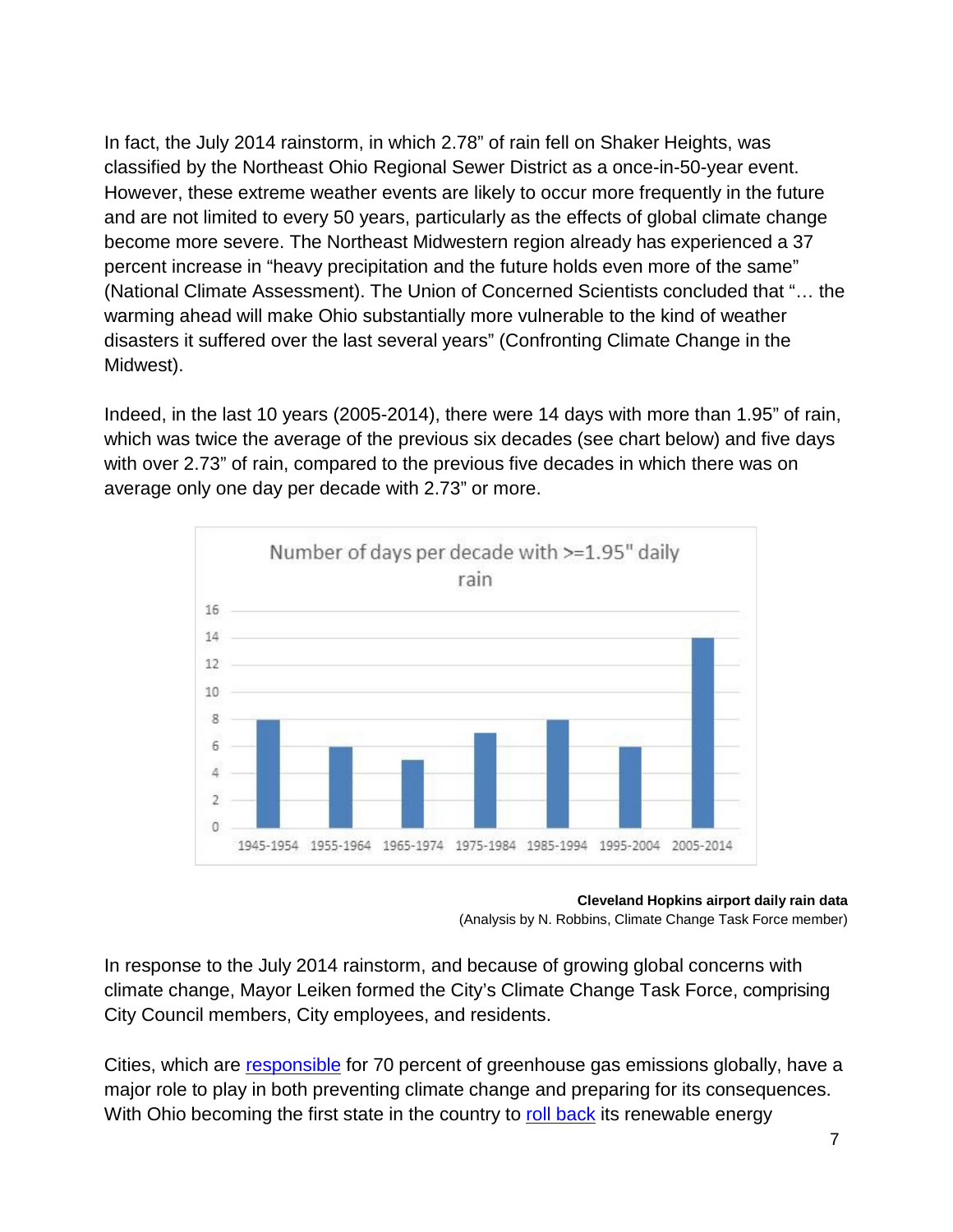In fact, the July 2014 rainstorm, in which 2.78" of rain fell on Shaker Heights, was classified by the Northeast Ohio Regional Sewer District as a once-in-50-year event. However, these extreme weather events are likely to occur more frequently in the future and are not limited to every 50 years, particularly as the effects of global climate change become more severe. The Northeast Midwestern region already has experienced a 37 percent increase in "heavy precipitation and the future holds even more of the same" (National Climate Assessment). The Union of Concerned Scientists concluded that "… the warming ahead will make Ohio substantially more vulnerable to the kind of weather disasters it suffered over the last several years" (Confronting Climate Change in the Midwest).

Indeed, in the last 10 years (2005-2014), there were 14 days with more than 1.95" of rain, which was twice the average of the previous six decades (see chart below) and five days with over 2.73" of rain, compared to the previous five decades in which there was on average only one day per decade with 2.73" or more.

**Number of days per decade with >=1.95" daily rain**

| Decade | Days |
| --- | --- |
| 1945-1954 | 8 |
| 1955-1964 | 6 |
| 1965-1974 | 5 |
| 1975-1984 | 7 |
| 1985-1994 | 8 |
| 1995-2004 | 6 |
| 2005-2014 | 14 |

**Cleveland Hopkins airport daily rain data**
(Analysis by N. Robbins, Climate Change Task Force member)

In response to the July 2014 rainstorm, and because of growing global concerns with climate change, Mayor Leiken formed the City's Climate Change Task Force, comprising City Council members, City employees, and residents.

Cities, which are responsible for 70 percent of greenhouse gas emissions globally, have a major role to play in both preventing climate change and preparing for its consequences. With Ohio becoming the first state in the country to roll back its renewable energy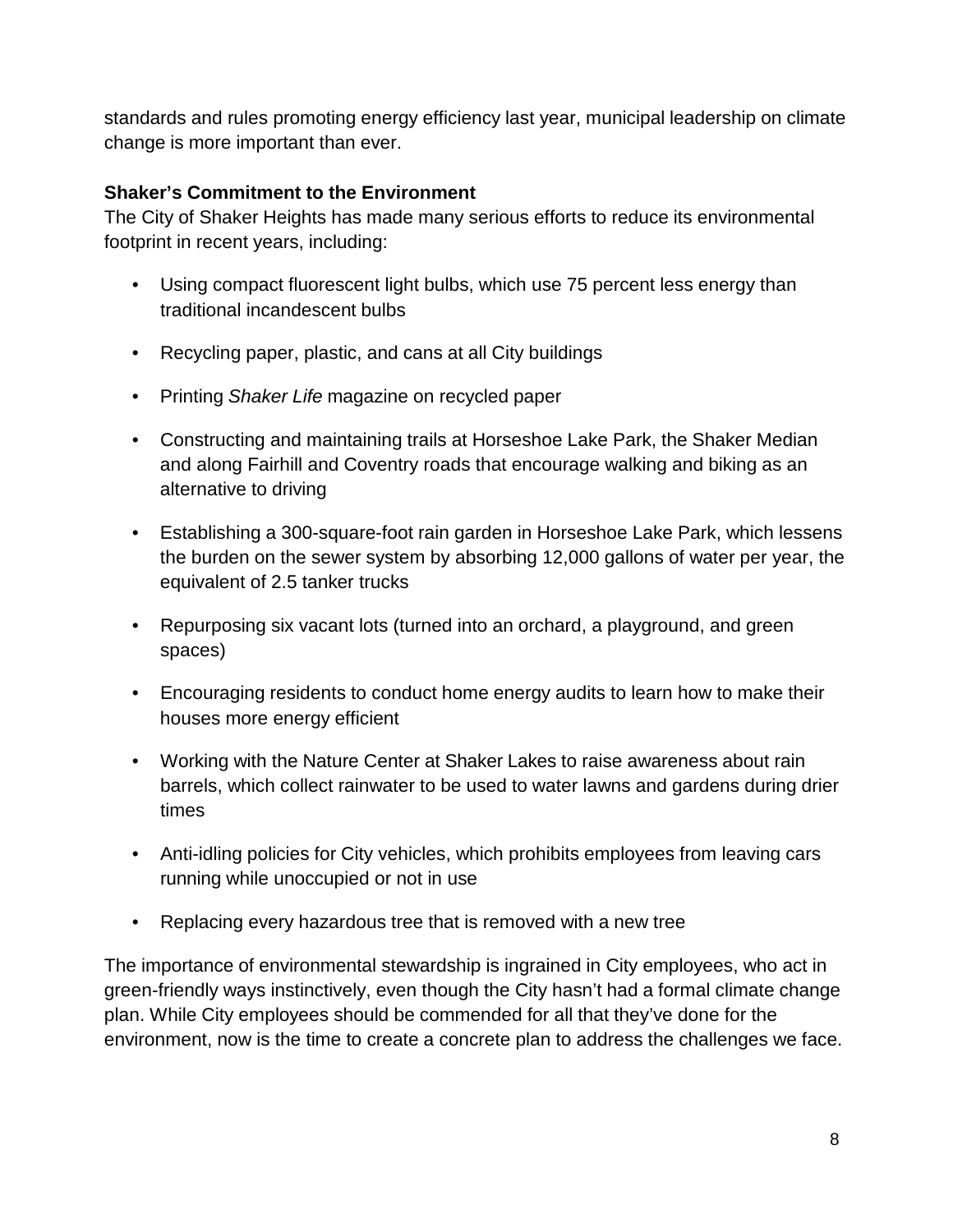standards and rules promoting energy efficiency last year, municipal leadership on climate change is more important than ever.

**Shaker's Commitment to the Environment**

The City of Shaker Heights has made many serious efforts to reduce its environmental footprint in recent years, including:

- Using compact fluorescent light bulbs, which use 75 percent less energy than traditional incandescent bulbs
- Recycling paper, plastic, and cans at all City buildings
- Printing *Shaker Life* magazine on recycled paper
- Constructing and maintaining trails at Horseshoe Lake Park, the Shaker Median and along Fairhill and Coventry roads that encourage walking and biking as an alternative to driving
- Establishing a 300-square-foot rain garden in Horseshoe Lake Park, which lessens the burden on the sewer system by absorbing 12,000 gallons of water per year, the equivalent of 2.5 tanker trucks
- Repurposing six vacant lots (turned into an orchard, a playground, and green spaces)
- Encouraging residents to conduct home energy audits to learn how to make their houses more energy efficient
- Working with the Nature Center at Shaker Lakes to raise awareness about rain barrels, which collect rainwater to be used to water lawns and gardens during drier times
- Anti-idling policies for City vehicles, which prohibits employees from leaving cars running while unoccupied or not in use
- Replacing every hazardous tree that is removed with a new tree

The importance of environmental stewardship is ingrained in City employees, who act in green-friendly ways instinctively, even though the City hasn't had a formal climate change plan. While City employees should be commended for all that they've done for the environment, now is the time to create a concrete plan to address the challenges we face.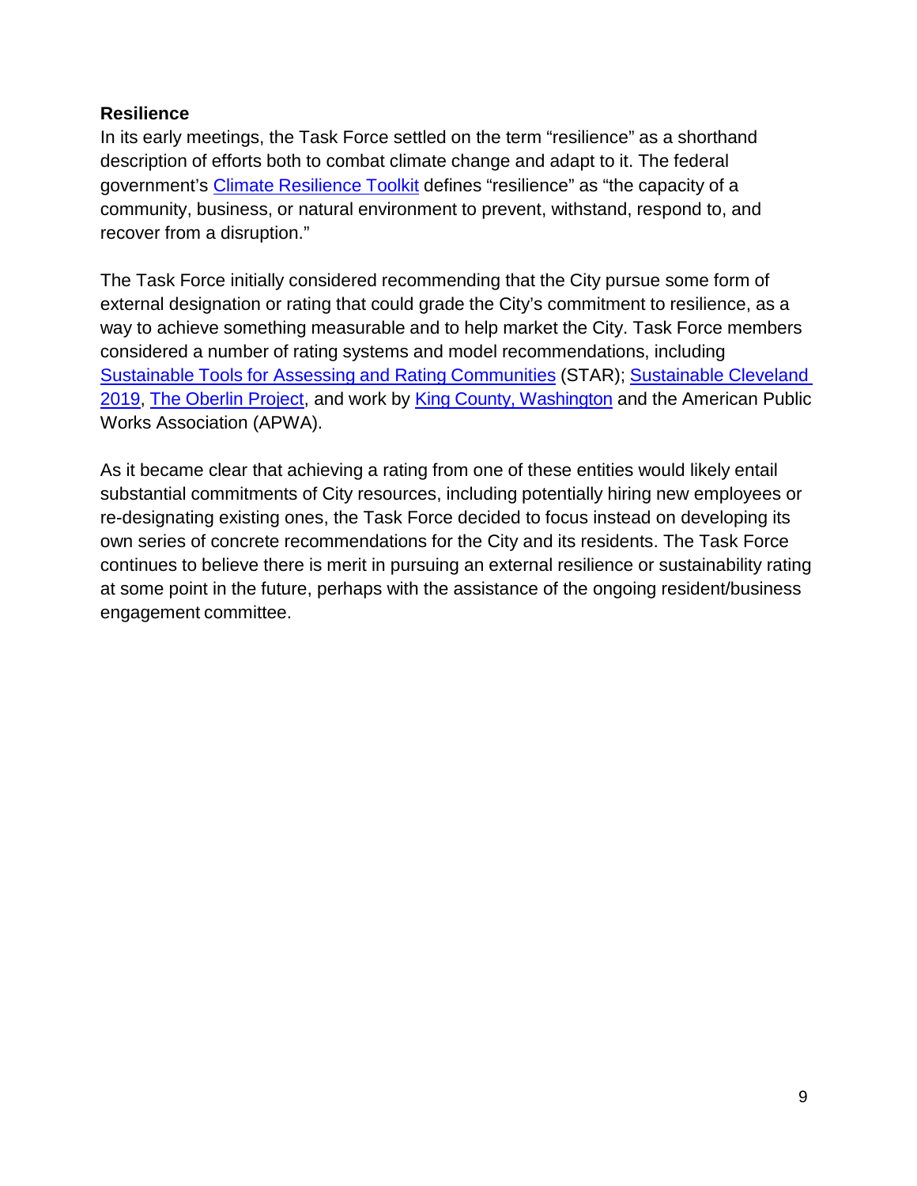**Resilience**

In its early meetings, the Task Force settled on the term "resilience" as a shorthand description of efforts both to combat climate change and adapt to it. The federal government's Climate Resilience Toolkit defines "resilience" as "the capacity of a community, business, or natural environment to prevent, withstand, respond to, and recover from a disruption."

The Task Force initially considered recommending that the City pursue some form of external designation or rating that could grade the City's commitment to resilience, as a way to achieve something measurable and to help market the City. Task Force members considered a number of rating systems and model recommendations, including Sustainable Tools for Assessing and Rating Communities (STAR); Sustainable Cleveland 2019, The Oberlin Project, and work by King County, Washington and the American Public Works Association (APWA).

As it became clear that achieving a rating from one of these entities would likely entail substantial commitments of City resources, including potentially hiring new employees or re-designating existing ones, the Task Force decided to focus instead on developing its own series of concrete recommendations for the City and its residents. The Task Force continues to believe there is merit in pursuing an external resilience or sustainability rating at some point in the future, perhaps with the assistance of the ongoing resident/business engagement committee.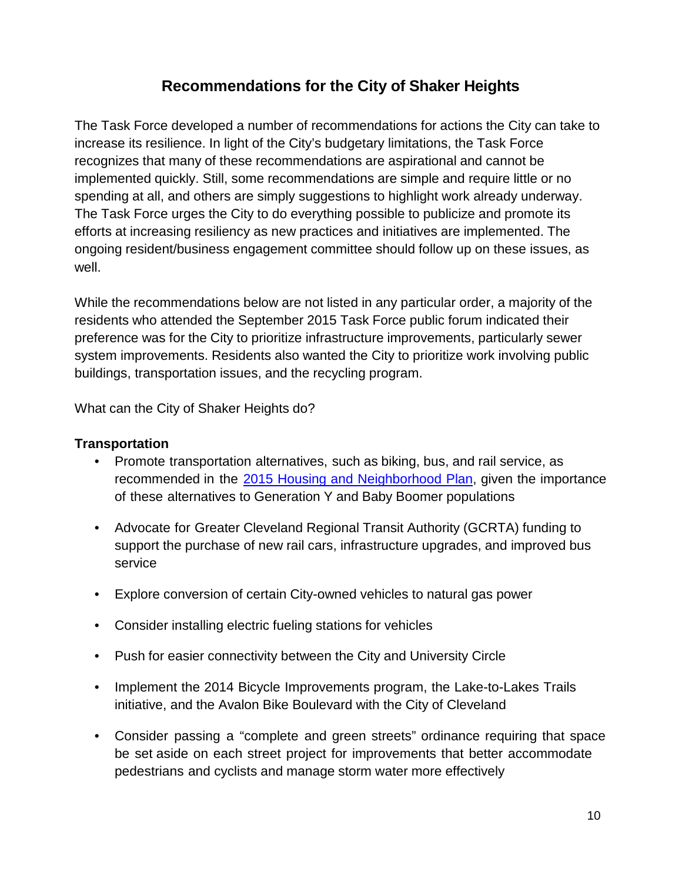## Recommendations for the City of Shaker Heights

The Task Force developed a number of recommendations for actions the City can take to increase its resilience. In light of the City's budgetary limitations, the Task Force recognizes that many of these recommendations are aspirational and cannot be implemented quickly. Still, some recommendations are simple and require little or no spending at all, and others are simply suggestions to highlight work already underway. The Task Force urges the City to do everything possible to publicize and promote its efforts at increasing resiliency as new practices and initiatives are implemented. The ongoing resident/business engagement committee should follow up on these issues, as well.

While the recommendations below are not listed in any particular order, a majority of the residents who attended the September 2015 Task Force public forum indicated their preference was for the City to prioritize infrastructure improvements, particularly sewer system improvements. Residents also wanted the City to prioritize work involving public buildings, transportation issues, and the recycling program.

What can the City of Shaker Heights do?

**Transportation**

- Promote transportation alternatives, such as biking, bus, and rail service, as recommended in the 2015 Housing and Neighborhood Plan, given the importance of these alternatives to Generation Y and Baby Boomer populations
- Advocate for Greater Cleveland Regional Transit Authority (GCRTA) funding to support the purchase of new rail cars, infrastructure upgrades, and improved bus service
- Explore conversion of certain City-owned vehicles to natural gas power
- Consider installing electric fueling stations for vehicles
- Push for easier connectivity between the City and University Circle
- Implement the 2014 Bicycle Improvements program, the Lake-to-Lakes Trails initiative, and the Avalon Bike Boulevard with the City of Cleveland
- Consider passing a "complete and green streets" ordinance requiring that space be set aside on each street project for improvements that better accommodate pedestrians and cyclists and manage storm water more effectively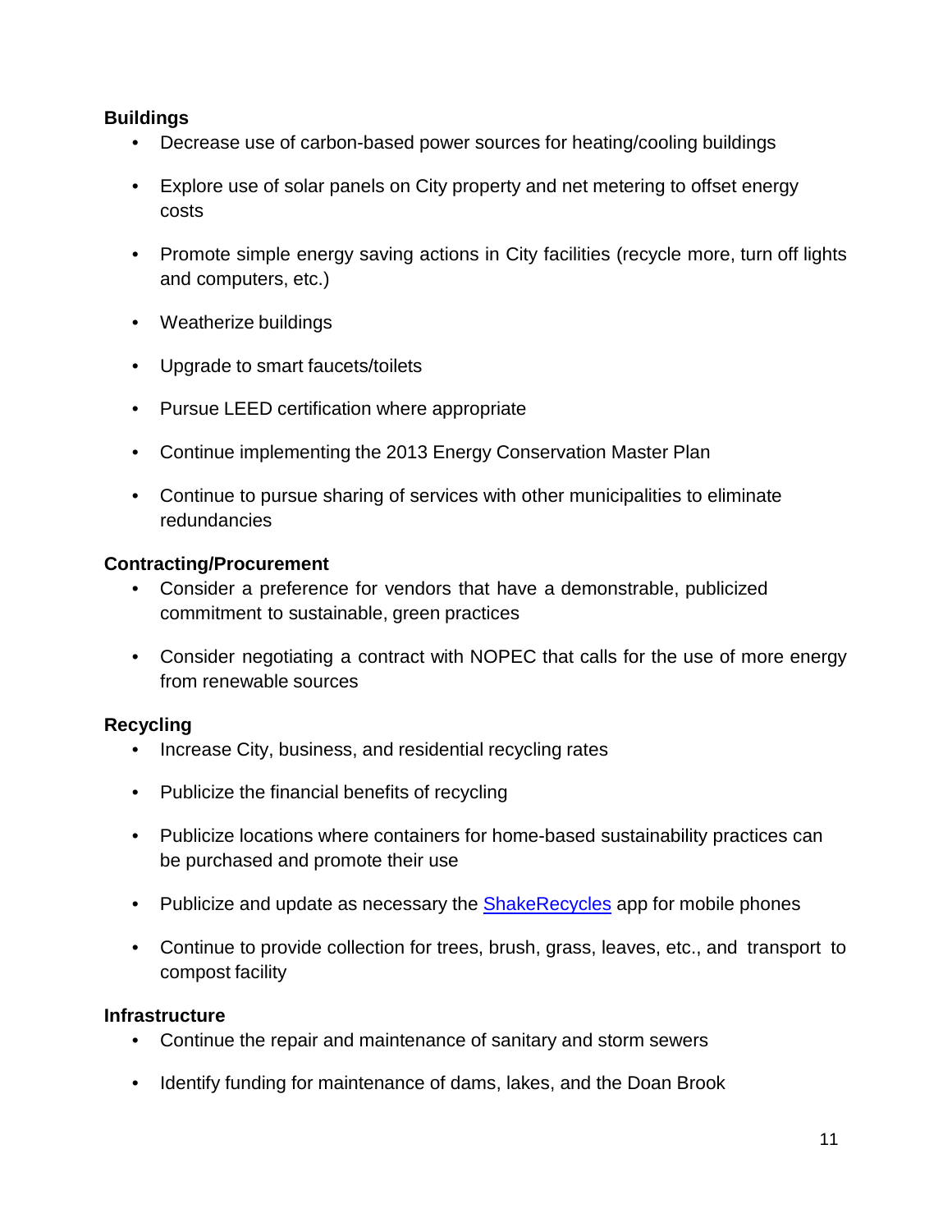**Buildings**

- Decrease use of carbon-based power sources for heating/cooling buildings
- Explore use of solar panels on City property and net metering to offset energy costs
- Promote simple energy saving actions in City facilities (recycle more, turn off lights and computers, etc.)
- Weatherize buildings
- Upgrade to smart faucets/toilets
- Pursue LEED certification where appropriate
- Continue implementing the 2013 Energy Conservation Master Plan
- Continue to pursue sharing of services with other municipalities to eliminate redundancies

**Contracting/Procurement**

- Consider a preference for vendors that have a demonstrable, publicized commitment to sustainable, green practices
- Consider negotiating a contract with NOPEC that calls for the use of more energy from renewable sources

**Recycling**

- Increase City, business, and residential recycling rates
- Publicize the financial benefits of recycling
- Publicize locations where containers for home-based sustainability practices can be purchased and promote their use
- Publicize and update as necessary the ShakeRecycles app for mobile phones
- Continue to provide collection for trees, brush, grass, leaves, etc., and transport to compost facility

**Infrastructure**

- Continue the repair and maintenance of sanitary and storm sewers
- Identify funding for maintenance of dams, lakes, and the Doan Brook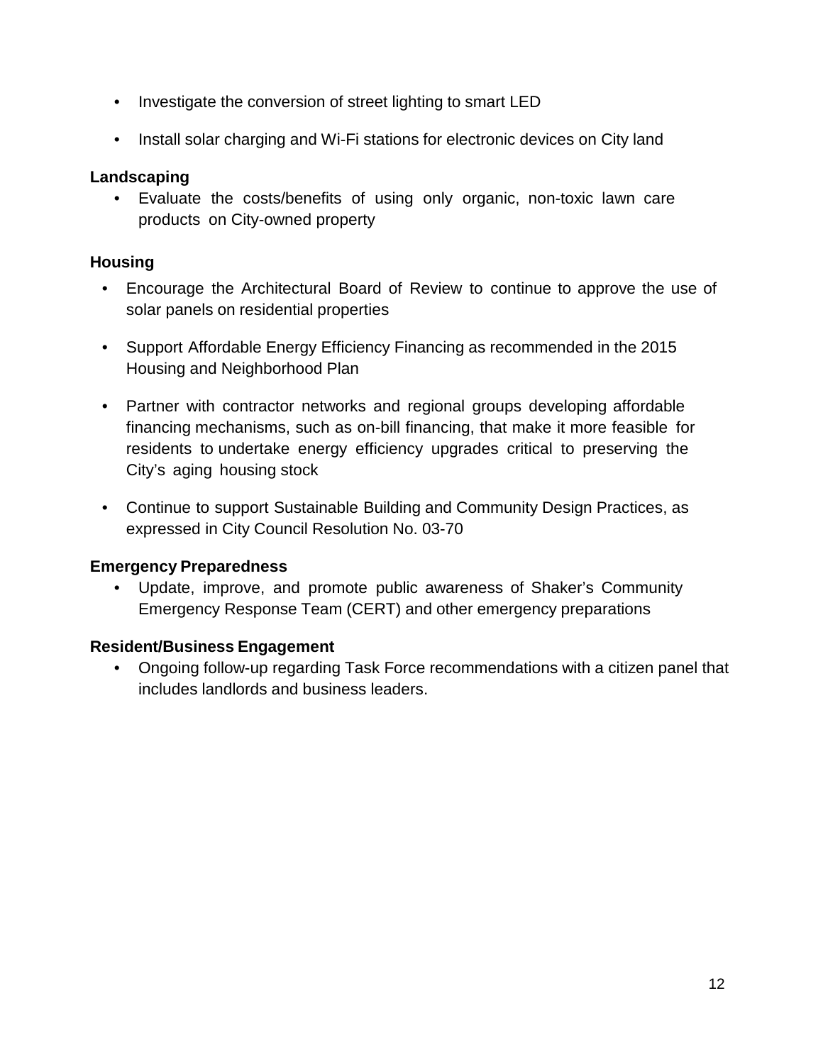- Investigate the conversion of street lighting to smart LED
- Install solar charging and Wi-Fi stations for electronic devices on City land

**Landscaping**

- Evaluate the costs/benefits of using only organic, non-toxic lawn care products on City-owned property

**Housing**

- Encourage the Architectural Board of Review to continue to approve the use of solar panels on residential properties
- Support Affordable Energy Efficiency Financing as recommended in the 2015 Housing and Neighborhood Plan
- Partner with contractor networks and regional groups developing affordable financing mechanisms, such as on-bill financing, that make it more feasible for residents to undertake energy efficiency upgrades critical to preserving the City's aging housing stock
- Continue to support Sustainable Building and Community Design Practices, as expressed in City Council Resolution No. 03-70

**Emergency Preparedness**

- Update, improve, and promote public awareness of Shaker's Community Emergency Response Team (CERT) and other emergency preparations

**Resident/Business Engagement**

- Ongoing follow-up regarding Task Force recommendations with a citizen panel that includes landlords and business leaders.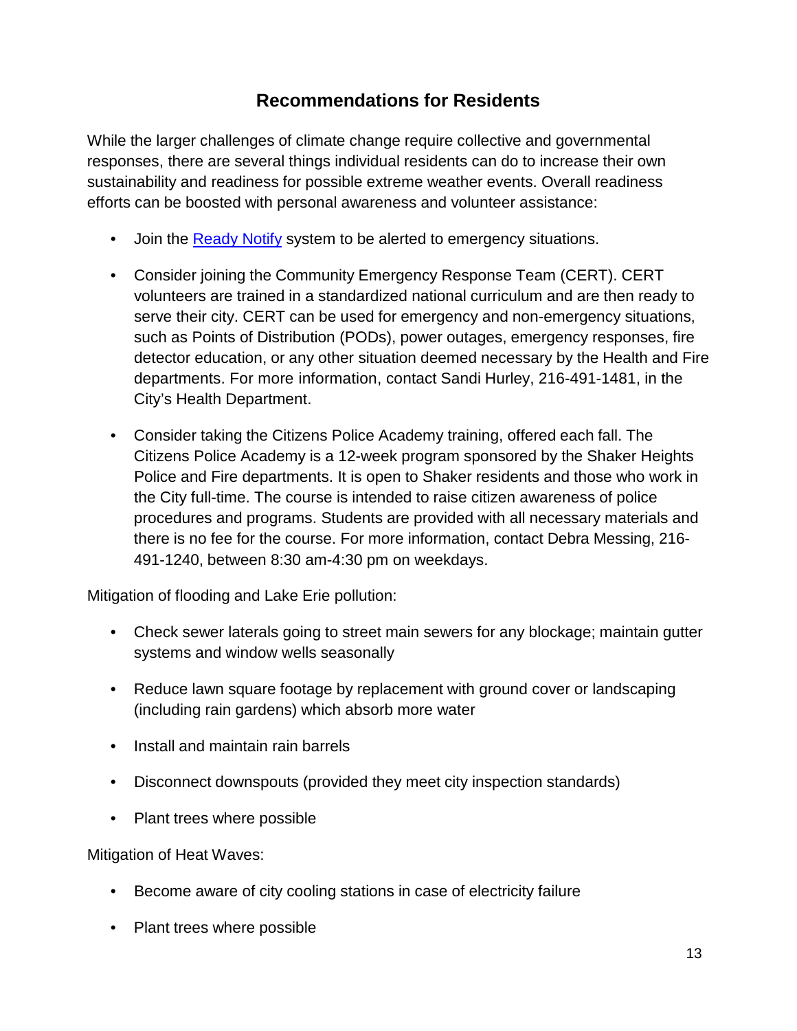## Recommendations for Residents

While the larger challenges of climate change require collective and governmental responses, there are several things individual residents can do to increase their own sustainability and readiness for possible extreme weather events. Overall readiness efforts can be boosted with personal awareness and volunteer assistance:

- Join the Ready Notify system to be alerted to emergency situations.
- Consider joining the Community Emergency Response Team (CERT). CERT volunteers are trained in a standardized national curriculum and are then ready to serve their city. CERT can be used for emergency and non-emergency situations, such as Points of Distribution (PODs), power outages, emergency responses, fire detector education, or any other situation deemed necessary by the Health and Fire departments. For more information, contact Sandi Hurley, 216-491-1481, in the City's Health Department.
- Consider taking the Citizens Police Academy training, offered each fall. The Citizens Police Academy is a 12-week program sponsored by the Shaker Heights Police and Fire departments. It is open to Shaker residents and those who work in the City full-time. The course is intended to raise citizen awareness of police procedures and programs. Students are provided with all necessary materials and there is no fee for the course. For more information, contact Debra Messing, 216-491-1240, between 8:30 am-4:30 pm on weekdays.

Mitigation of flooding and Lake Erie pollution:

- Check sewer laterals going to street main sewers for any blockage; maintain gutter systems and window wells seasonally
- Reduce lawn square footage by replacement with ground cover or landscaping (including rain gardens) which absorb more water
- Install and maintain rain barrels
- Disconnect downspouts (provided they meet city inspection standards)
- Plant trees where possible

Mitigation of Heat Waves:

- Become aware of city cooling stations in case of electricity failure
- Plant trees where possible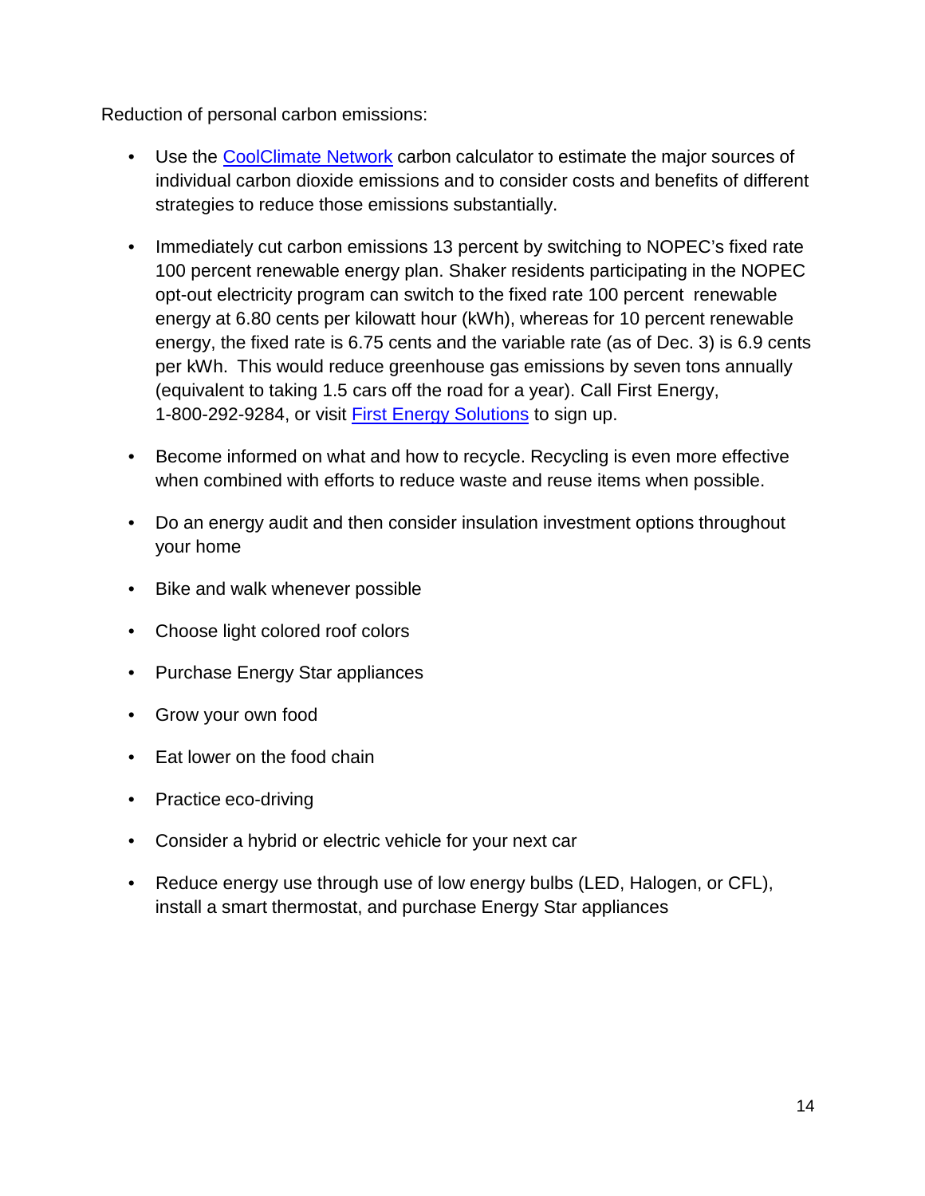Reduction of personal carbon emissions:

- Use the CoolClimate Network carbon calculator to estimate the major sources of individual carbon dioxide emissions and to consider costs and benefits of different strategies to reduce those emissions substantially.
- Immediately cut carbon emissions 13 percent by switching to NOPEC's fixed rate 100 percent renewable energy plan. Shaker residents participating in the NOPEC opt-out electricity program can switch to the fixed rate 100 percent renewable energy at 6.80 cents per kilowatt hour (kWh), whereas for 10 percent renewable energy, the fixed rate is 6.75 cents and the variable rate (as of Dec. 3) is 6.9 cents per kWh. This would reduce greenhouse gas emissions by seven tons annually (equivalent to taking 1.5 cars off the road for a year). Call First Energy, 1-800-292-9284, or visit First Energy Solutions to sign up.
- Become informed on what and how to recycle. Recycling is even more effective when combined with efforts to reduce waste and reuse items when possible.
- Do an energy audit and then consider insulation investment options throughout your home
- Bike and walk whenever possible
- Choose light colored roof colors
- Purchase Energy Star appliances
- Grow your own food
- Eat lower on the food chain
- Practice eco-driving
- Consider a hybrid or electric vehicle for your next car
- Reduce energy use through use of low energy bulbs (LED, Halogen, or CFL), install a smart thermostat, and purchase Energy Star appliances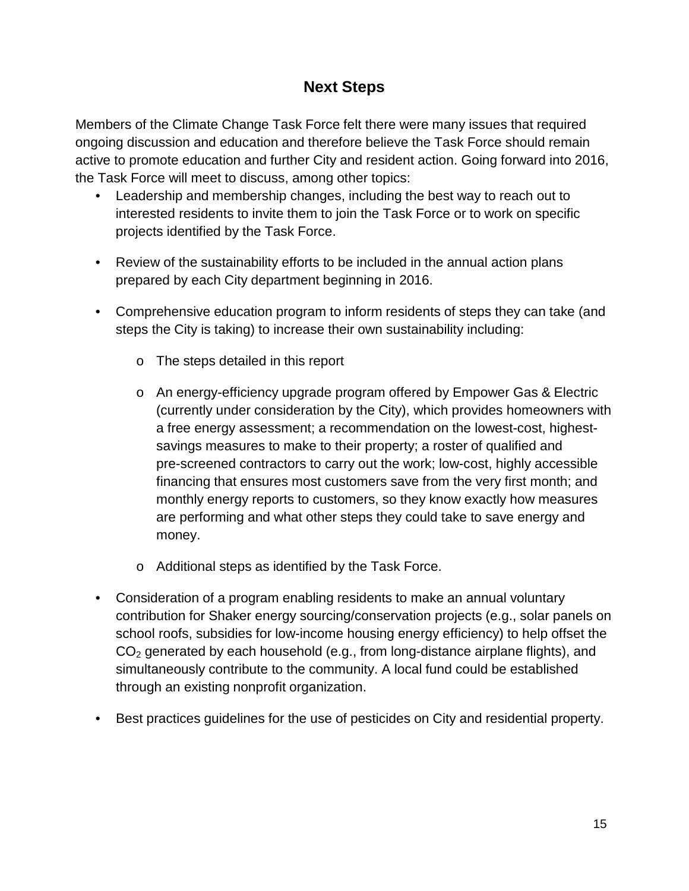## Next Steps

Members of the Climate Change Task Force felt there were many issues that required ongoing discussion and education and therefore believe the Task Force should remain active to promote education and further City and resident action. Going forward into 2016, the Task Force will meet to discuss, among other topics:

- Leadership and membership changes, including the best way to reach out to interested residents to invite them to join the Task Force or to work on specific projects identified by the Task Force.
- Review of the sustainability efforts to be included in the annual action plans prepared by each City department beginning in 2016.
- Comprehensive education program to inform residents of steps they can take (and steps the City is taking) to increase their own sustainability including:
  - The steps detailed in this report
  - An energy-efficiency upgrade program offered by Empower Gas & Electric (currently under consideration by the City), which provides homeowners with a free energy assessment; a recommendation on the lowest-cost, highest-savings measures to make to their property; a roster of qualified and pre-screened contractors to carry out the work; low-cost, highly accessible financing that ensures most customers save from the very first month; and monthly energy reports to customers, so they know exactly how measures are performing and what other steps they could take to save energy and money.
  - Additional steps as identified by the Task Force.
- Consideration of a program enabling residents to make an annual voluntary contribution for Shaker energy sourcing/conservation projects (e.g., solar panels on school roofs, subsidies for low-income housing energy efficiency) to help offset the $CO_2$ generated by each household (e.g., from long-distance airplane flights), and simultaneously contribute to the community. A local fund could be established through an existing nonprofit organization.
- Best practices guidelines for the use of pesticides on City and residential property.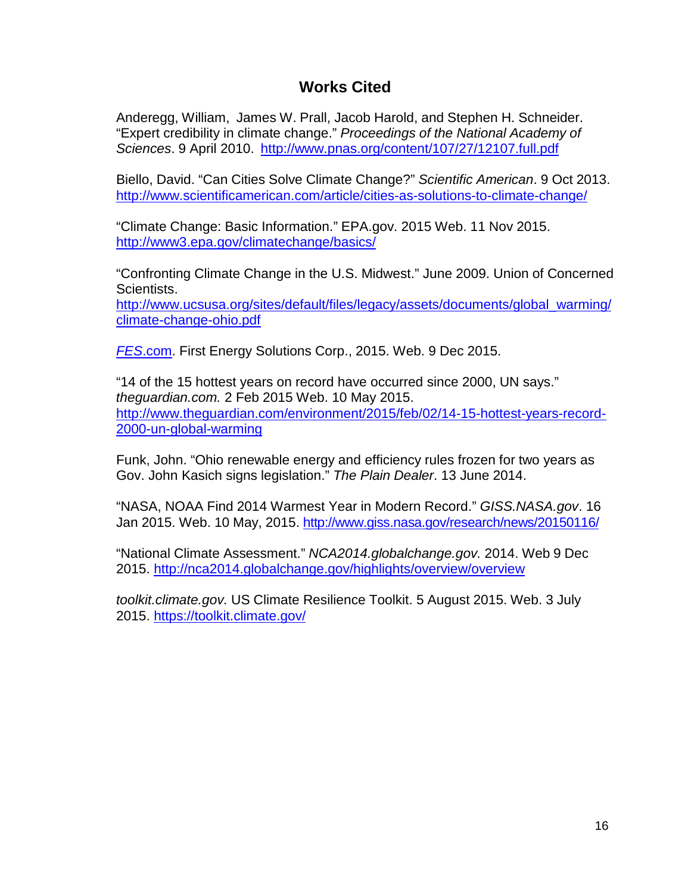# Works Cited

Anderegg, William, James W. Prall, Jacob Harold, and Stephen H. Schneider. “Expert credibility in climate change.” *Proceedings of the National Academy of Sciences*. 9 April 2010. http://www.pnas.org/content/107/27/12107.full.pdf

Biello, David. “Can Cities Solve Climate Change?” *Scientific American*. 9 Oct 2013. http://www.scientificamerican.com/article/cities-as-solutions-to-climate-change/

“Climate Change: Basic Information.” EPA.gov. 2015 Web. 11 Nov 2015. http://www3.epa.gov/climatechange/basics/

“Confronting Climate Change in the U.S. Midwest.” June 2009. Union of Concerned Scientists. http://www.ucsusa.org/sites/default/files/legacy/assets/documents/global_warming/climate-change-ohio.pdf

*FES*.com. First Energy Solutions Corp., 2015. Web. 9 Dec 2015.

“14 of the 15 hottest years on record have occurred since 2000, UN says.” *theguardian.com.* 2 Feb 2015 Web. 10 May 2015. http://www.theguardian.com/environment/2015/feb/02/14-15-hottest-years-record-2000-un-global-warming

Funk, John. “Ohio renewable energy and efficiency rules frozen for two years as Gov. John Kasich signs legislation.” *The Plain Dealer*. 13 June 2014.

“NASA, NOAA Find 2014 Warmest Year in Modern Record.” *GISS.NASA.gov*. 16 Jan 2015. Web. 10 May, 2015. http://www.giss.nasa.gov/research/news/20150116/

“National Climate Assessment.” *NCA2014.globalchange.gov.* 2014. Web 9 Dec 2015. http://nca2014.globalchange.gov/highlights/overview/overview

*toolkit.climate.gov.* US Climate Resilience Toolkit. 5 August 2015. Web. 3 July 2015. https://toolkit.climate.gov/